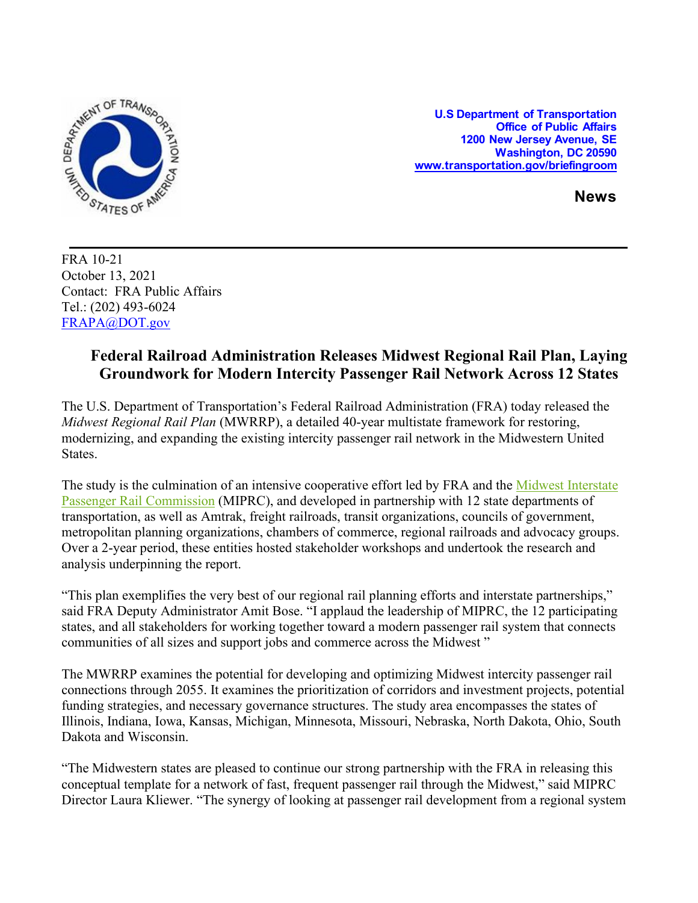**U.S Department of Transportation**
**Office of Public Affairs**
**1200 New Jersey Avenue, SE**
**Washington, DC 20590**
**www.transportation.gov/briefingroom**

**News**

FRA 10-21
October 13, 2021
Contact: FRA Public Affairs
Tel.: (202) 493-6024
FRAPA@DOT.gov

# Federal Railroad Administration Releases Midwest Regional Rail Plan, Laying Groundwork for Modern Intercity Passenger Rail Network Across 12 States

The U.S. Department of Transportation's Federal Railroad Administration (FRA) today released the *Midwest Regional Rail Plan* (MWRRP), a detailed 40-year multistate framework for restoring, modernizing, and expanding the existing intercity passenger rail network in the Midwestern United States.

The study is the culmination of an intensive cooperative effort led by FRA and the Midwest Interstate Passenger Rail Commission (MIPRC), and developed in partnership with 12 state departments of transportation, as well as Amtrak, freight railroads, transit organizations, councils of government, metropolitan planning organizations, chambers of commerce, regional railroads and advocacy groups. Over a 2-year period, these entities hosted stakeholder workshops and undertook the research and analysis underpinning the report.

"This plan exemplifies the very best of our regional rail planning efforts and interstate partnerships," said FRA Deputy Administrator Amit Bose. "I applaud the leadership of MIPRC, the 12 participating states, and all stakeholders for working together toward a modern passenger rail system that connects communities of all sizes and support jobs and commerce across the Midwest "

The MWRRP examines the potential for developing and optimizing Midwest intercity passenger rail connections through 2055. It examines the prioritization of corridors and investment projects, potential funding strategies, and necessary governance structures. The study area encompasses the states of Illinois, Indiana, Iowa, Kansas, Michigan, Minnesota, Missouri, Nebraska, North Dakota, Ohio, South Dakota and Wisconsin.

"The Midwestern states are pleased to continue our strong partnership with the FRA in releasing this conceptual template for a network of fast, frequent passenger rail through the Midwest," said MIPRC Director Laura Kliewer. "The synergy of looking at passenger rail development from a regional system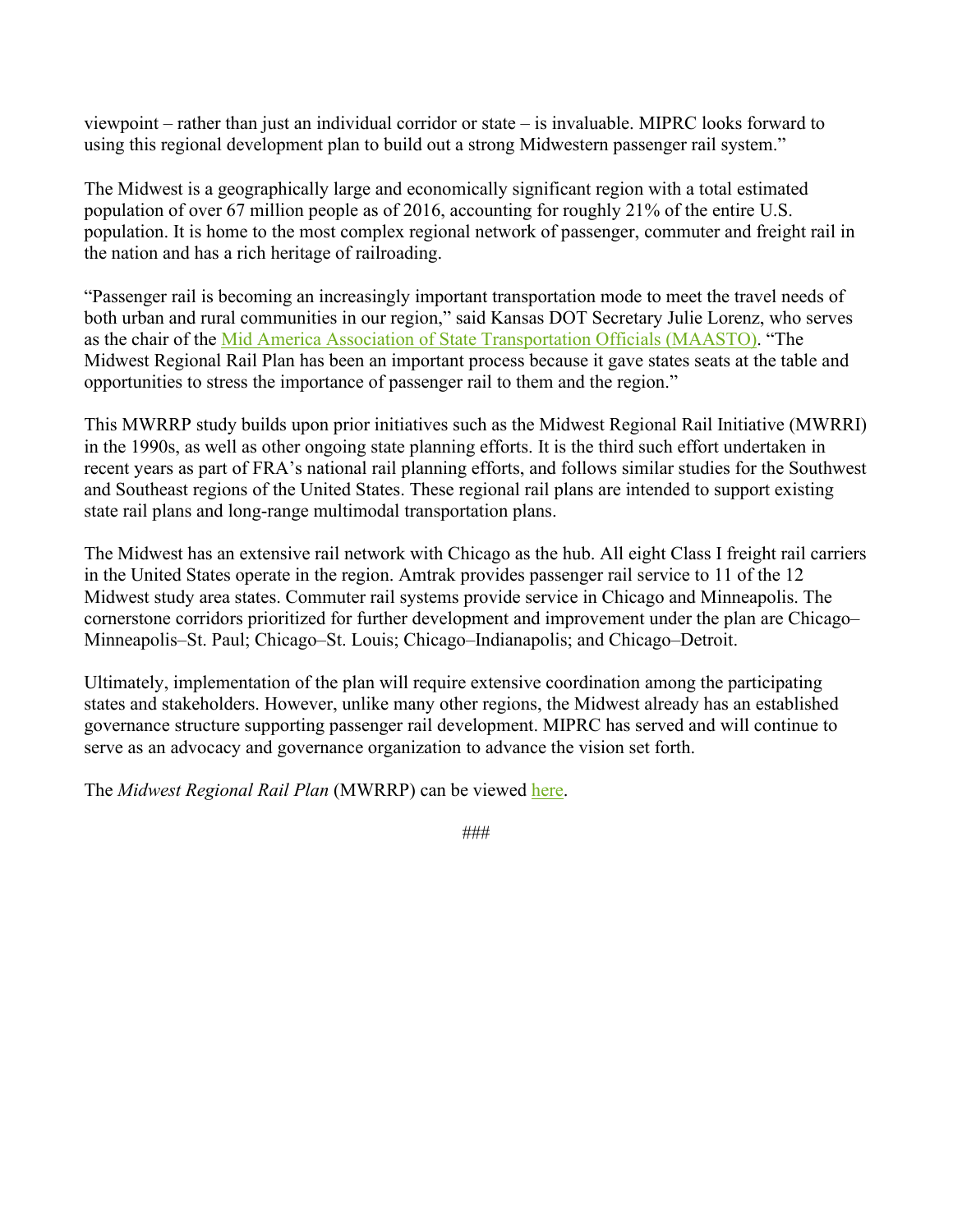viewpoint – rather than just an individual corridor or state – is invaluable. MIPRC looks forward to using this regional development plan to build out a strong Midwestern passenger rail system."

The Midwest is a geographically large and economically significant region with a total estimated population of over 67 million people as of 2016, accounting for roughly 21% of the entire U.S. population. It is home to the most complex regional network of passenger, commuter and freight rail in the nation and has a rich heritage of railroading.

"Passenger rail is becoming an increasingly important transportation mode to meet the travel needs of both urban and rural communities in our region," said Kansas DOT Secretary Julie Lorenz, who serves as the chair of the [Mid America Association of State Transportation Officials (MAASTO)](). "The Midwest Regional Rail Plan has been an important process because it gave states seats at the table and opportunities to stress the importance of passenger rail to them and the region."

This MWRRP study builds upon prior initiatives such as the Midwest Regional Rail Initiative (MWRRI) in the 1990s, as well as other ongoing state planning efforts. It is the third such effort undertaken in recent years as part of FRA's national rail planning efforts, and follows similar studies for the Southwest and Southeast regions of the United States. These regional rail plans are intended to support existing state rail plans and long-range multimodal transportation plans.

The Midwest has an extensive rail network with Chicago as the hub. All eight Class I freight rail carriers in the United States operate in the region. Amtrak provides passenger rail service to 11 of the 12 Midwest study area states. Commuter rail systems provide service in Chicago and Minneapolis. The cornerstone corridors prioritized for further development and improvement under the plan are Chicago–Minneapolis–St. Paul; Chicago–St. Louis; Chicago–Indianapolis; and Chicago–Detroit.

Ultimately, implementation of the plan will require extensive coordination among the participating states and stakeholders. However, unlike many other regions, the Midwest already has an established governance structure supporting passenger rail development. MIPRC has served and will continue to serve as an advocacy and governance organization to advance the vision set forth.

The *Midwest Regional Rail Plan* (MWRRP) can be viewed [here]().

###